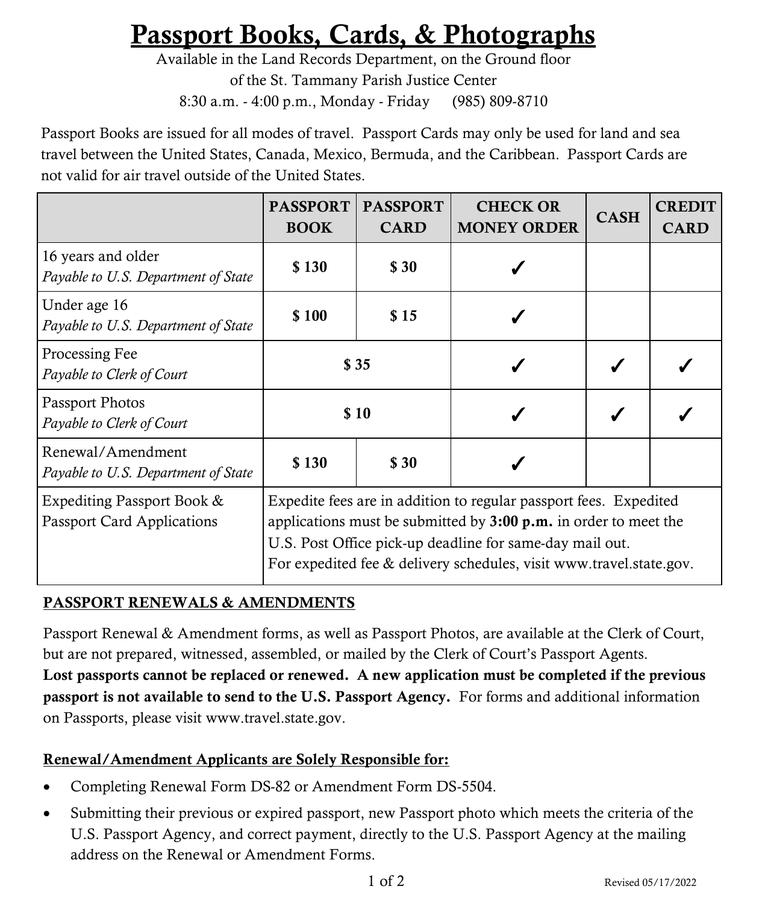# Passport Books, Cards, & Photographs

Available in the Land Records Department, on the Ground floor
of the St. Tammany Parish Justice Center
8:30 a.m. - 4:00 p.m., Monday - Friday (985) 809-8710

Passport Books are issued for all modes of travel. Passport Cards may only be used for land and sea travel between the United States, Canada, Mexico, Bermuda, and the Caribbean. Passport Cards are not valid for air travel outside of the United States.

| | PASSPORT BOOK | PASSPORT CARD | CHECK OR MONEY ORDER | CASH | CREDIT CARD |
|---|---|---|---|---|---|
| 16 years and older<br>*Payable to U.S. Department of State* | $ 130 | $ 30 | ✓ | | |
| Under age 16<br>*Payable to U.S. Department of State* | $ 100 | $ 15 | ✓ | | |
| Processing Fee<br>*Payable to Clerk of Court* | $ 35 | | ✓ | ✓ | ✓ |
| Passport Photos<br>*Payable to Clerk of Court* | $ 10 | | ✓ | ✓ | ✓ |
| Renewal/Amendment<br>*Payable to U.S. Department of State* | $ 130 | $ 30 | ✓ | | |
| Expediting Passport Book & Passport Card Applications | Expedite fees are in addition to regular passport fees. Expedited applications must be submitted by **3:00 p.m.** in order to meet the U.S. Post Office pick-up deadline for same-day mail out. For expedited fee & delivery schedules, visit www.travel.state.gov. | | | | |

## PASSPORT RENEWALS & AMENDMENTS

Passport Renewal & Amendment forms, as well as Passport Photos, are available at the Clerk of Court, but are not prepared, witnessed, assembled, or mailed by the Clerk of Court's Passport Agents. **Lost passports cannot be replaced or renewed. A new application must be completed if the previous passport is not available to send to the U.S. Passport Agency.** For forms and additional information on Passports, please visit www.travel.state.gov.

### Renewal/Amendment Applicants are Solely Responsible for:

- Completing Renewal Form DS-82 or Amendment Form DS-5504.
- Submitting their previous or expired passport, new Passport photo which meets the criteria of the U.S. Passport Agency, and correct payment, directly to the U.S. Passport Agency at the mailing address on the Renewal or Amendment Forms.

Revised 05/17/2022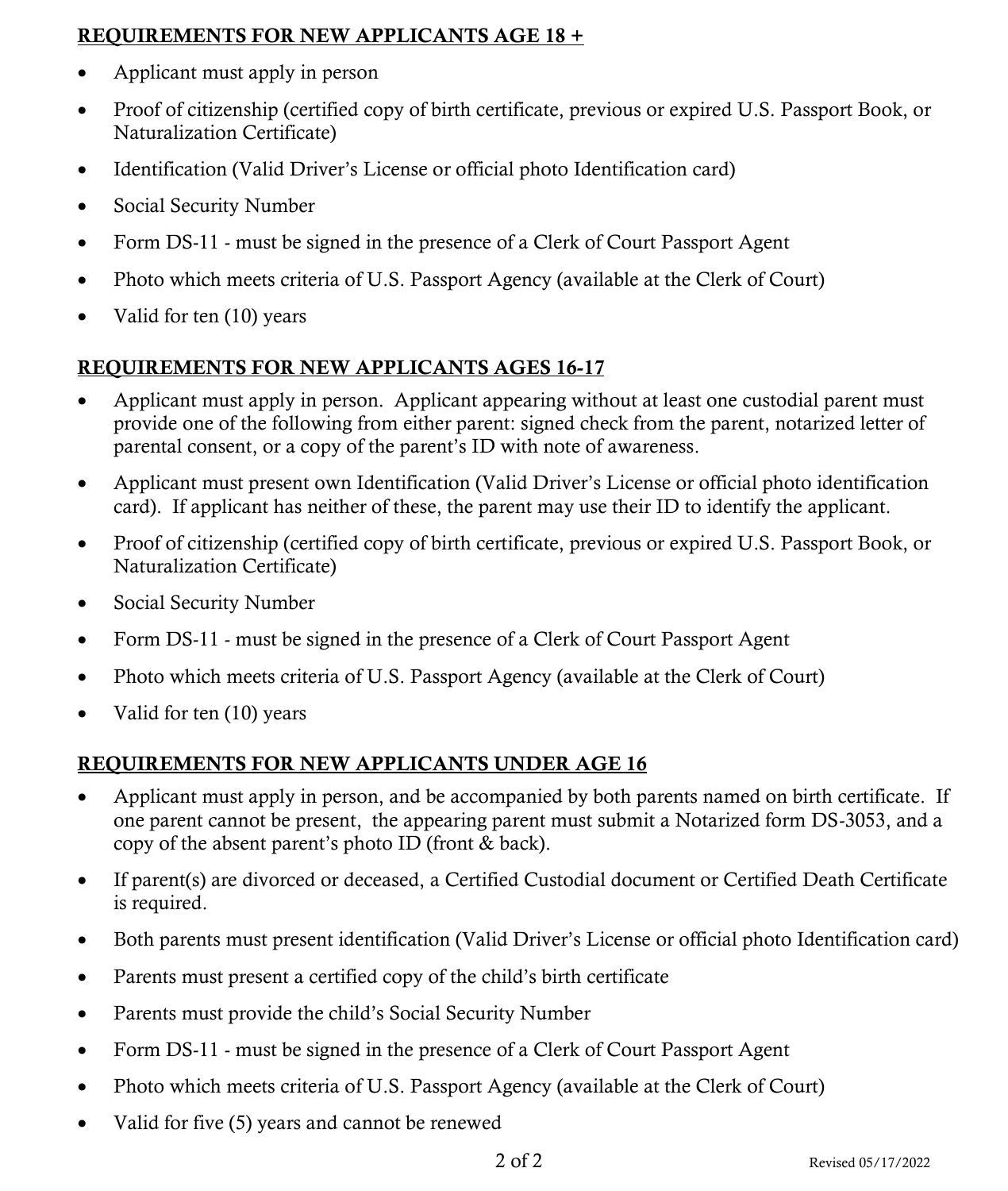**<u>REQUIREMENTS FOR NEW APPLICANTS AGE 18 +</u>**

- Applicant must apply in person
- Proof of citizenship (certified copy of birth certificate, previous or expired U.S. Passport Book, or Naturalization Certificate)
- Identification (Valid Driver's License or official photo Identification card)
- Social Security Number
- Form DS-11 - must be signed in the presence of a Clerk of Court Passport Agent
- Photo which meets criteria of U.S. Passport Agency (available at the Clerk of Court)
- Valid for ten (10) years

**<u>REQUIREMENTS FOR NEW APPLICANTS AGES 16-17</u>**

- Applicant must apply in person. Applicant appearing without at least one custodial parent must provide one of the following from either parent: signed check from the parent, notarized letter of parental consent, or a copy of the parent's ID with note of awareness.
- Applicant must present own Identification (Valid Driver's License or official photo identification card). If applicant has neither of these, the parent may use their ID to identify the applicant.
- Proof of citizenship (certified copy of birth certificate, previous or expired U.S. Passport Book, or Naturalization Certificate)
- Social Security Number
- Form DS-11 - must be signed in the presence of a Clerk of Court Passport Agent
- Photo which meets criteria of U.S. Passport Agency (available at the Clerk of Court)
- Valid for ten (10) years

**<u>REQUIREMENTS FOR NEW APPLICANTS UNDER AGE 16</u>**

- Applicant must apply in person, and be accompanied by both parents named on birth certificate. If one parent cannot be present, the appearing parent must submit a Notarized form DS-3053, and a copy of the absent parent's photo ID (front & back).
- If parent(s) are divorced or deceased, a Certified Custodial document or Certified Death Certificate is required.
- Both parents must present identification (Valid Driver's License or official photo Identification card)
- Parents must present a certified copy of the child's birth certificate
- Parents must provide the child's Social Security Number
- Form DS-11 - must be signed in the presence of a Clerk of Court Passport Agent
- Photo which meets criteria of U.S. Passport Agency (available at the Clerk of Court)
- Valid for five (5) years and cannot be renewed

Revised 05/17/2022